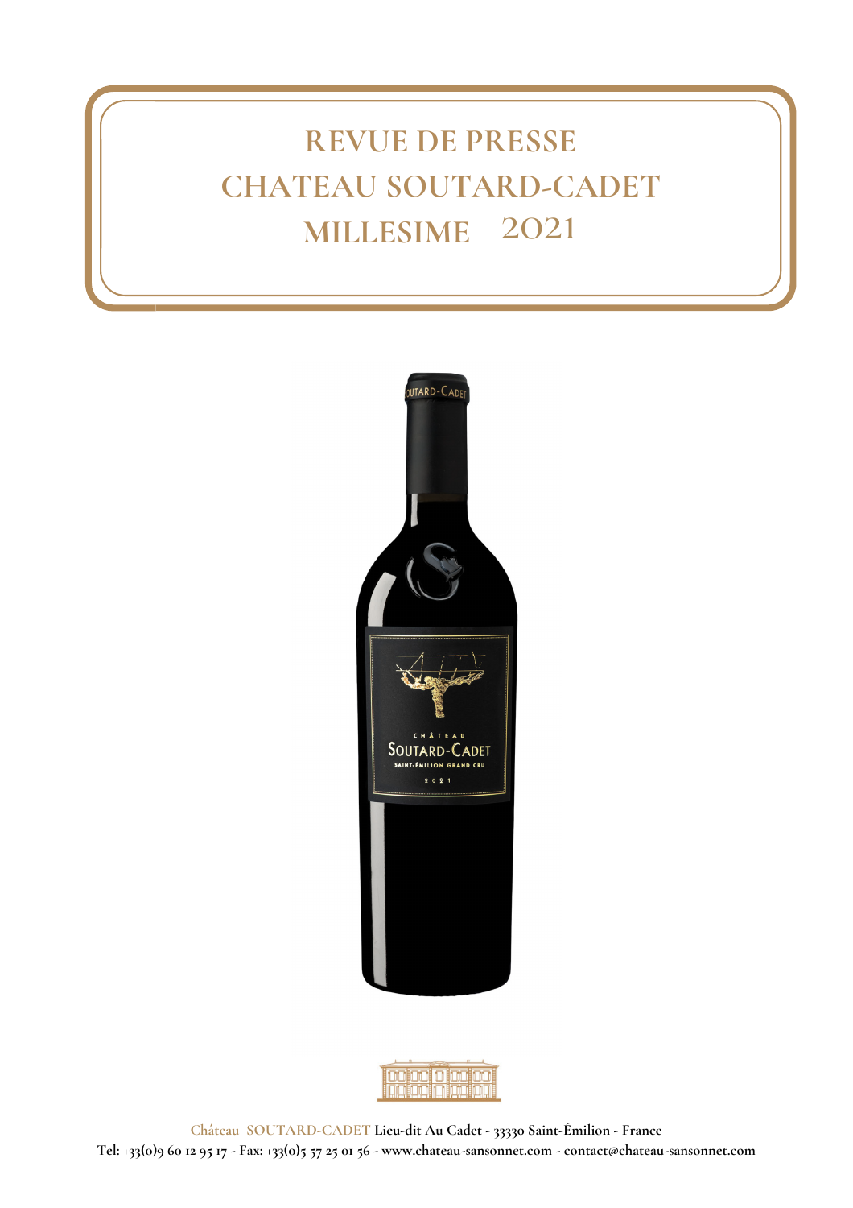# REVUE DE PRESSE
# CHATEAU SOUTARD-CADET
# MILLESIME 2021

Château SOUTARD-CADET Lieu-dit Au Cadet - 33330 Saint-Émilion - France
Tel: +33(0)9 60 12 95 17 - Fax: +33(0)5 57 25 01 56 - www.chateau-sansonnet.com - contact@chateau-sansonnet.com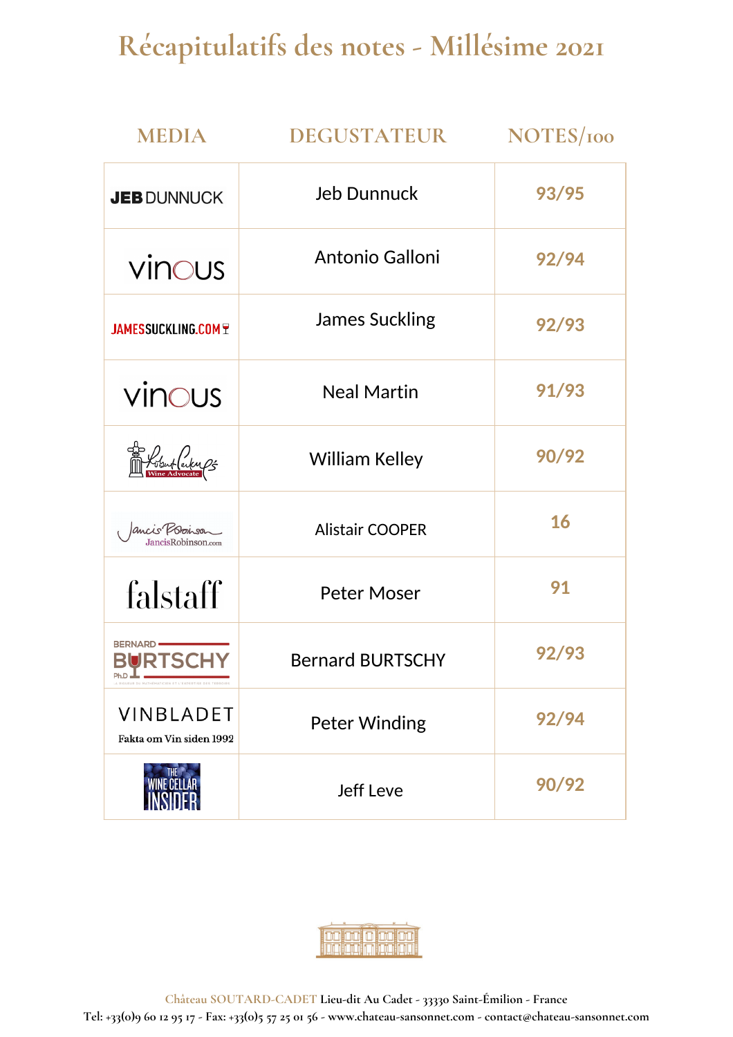# Récapitulatifs des notes - Millésime 2021

| MEDIA | DEGUSTATEUR | NOTES/100 |
|---|---|---|
| JEB DUNNUCK | Jeb Dunnuck | 93/95 |
| vinous | Antonio Galloni | 92/94 |
| JAMESSUCKLING.COM | James Suckling | 92/93 |
| vinous | Neal Martin | 91/93 |
| Robert Parker Wine Advocate | William Kelley | 90/92 |
| Jancis Robinson JancisRobinson.com | Alistair COOPER | 16 |
| falstaff | Peter Moser | 91 |
| BERNARD BURTSCHY PhD | Bernard BURTSCHY | 92/93 |
| VINBLADET Fakta om Vin siden 1992 | Peter Winding | 92/94 |
| THE WINE CELLAR INSIDER | Jeff Leve | 90/92 |

Château SOUTARD-CADET Lieu-dit Au Cadet - 33330 Saint-Émilion - France
Tel: +33(0)9 60 12 95 17 - Fax: +33(0)5 57 25 01 56 - www.chateau-sansonnet.com - contact@chateau-sansonnet.com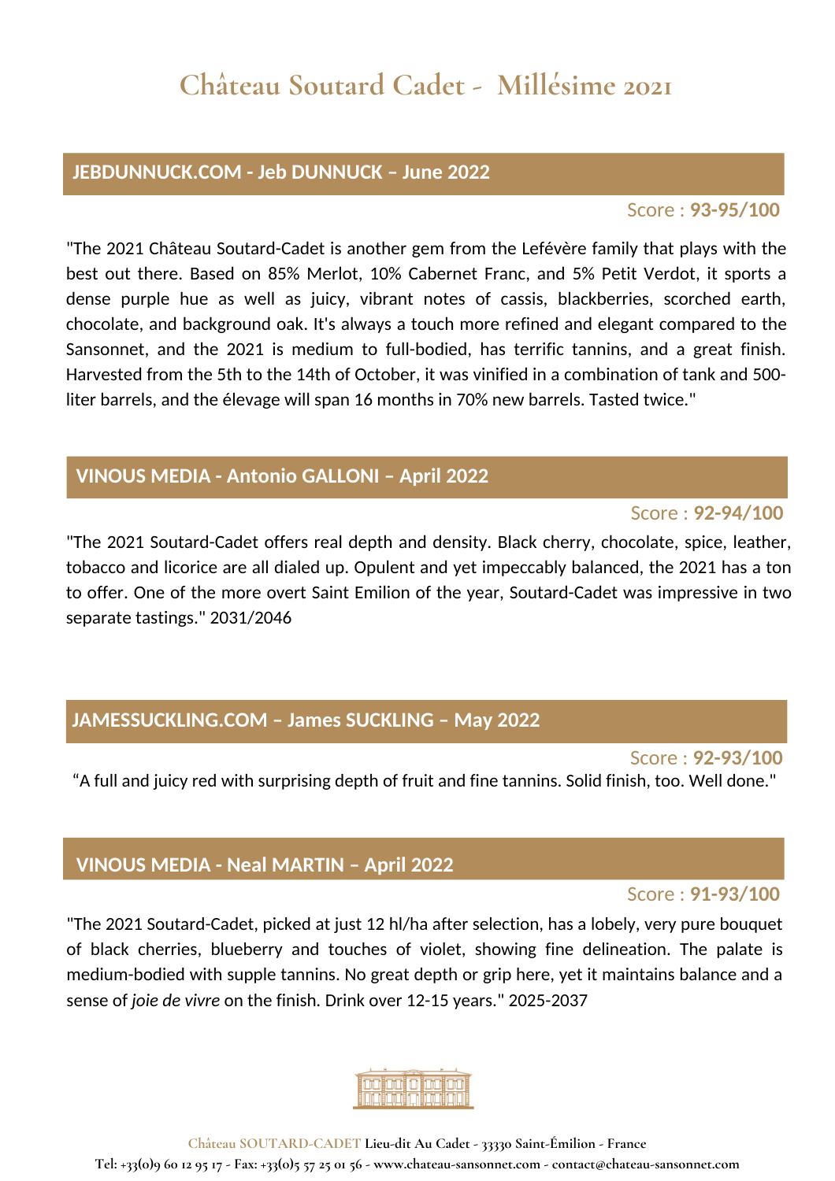# Château Soutard Cadet - Millésime 2021

## JEBDUNNUCK.COM - Jeb DUNNUCK – June 2022

Score : **93-95/100**

"The 2021 Château Soutard-Cadet is another gem from the Lefévère family that plays with the best out there. Based on 85% Merlot, 10% Cabernet Franc, and 5% Petit Verdot, it sports a dense purple hue as well as juicy, vibrant notes of cassis, blackberries, scorched earth, chocolate, and background oak. It's always a touch more refined and elegant compared to the Sansonnet, and the 2021 is medium to full-bodied, has terrific tannins, and a great finish. Harvested from the 5th to the 14th of October, it was vinified in a combination of tank and 500-liter barrels, and the élevage will span 16 months in 70% new barrels. Tasted twice."

## VINOUS MEDIA - Antonio GALLONI – April 2022

Score : **92-94/100**

"The 2021 Soutard-Cadet offers real depth and density. Black cherry, chocolate, spice, leather, tobacco and licorice are all dialed up. Opulent and yet impeccably balanced, the 2021 has a ton to offer. One of the more overt Saint Emilion of the year, Soutard-Cadet was impressive in two separate tastings." 2031/2046

## JAMESSUCKLING.COM – James SUCKLING – May 2022

Score : **92-93/100**

"A full and juicy red with surprising depth of fruit and fine tannins. Solid finish, too. Well done."

## VINOUS MEDIA - Neal MARTIN – April 2022

Score : **91-93/100**

"The 2021 Soutard-Cadet, picked at just 12 hl/ha after selection, has a lobely, very pure bouquet of black cherries, blueberry and touches of violet, showing fine delineation. The palate is medium-bodied with supple tannins. No great depth or grip here, yet it maintains balance and a sense of *joie de vivre* on the finish. Drink over 12-15 years." 2025-2037

Château SOUTARD-CADET Lieu-dit Au Cadet - 33330 Saint-Émilion - France
Tel: +33(0)9 60 12 95 17 - Fax: +33(0)5 57 25 01 56 - www.chateau-sansonnet.com - contact@chateau-sansonnet.com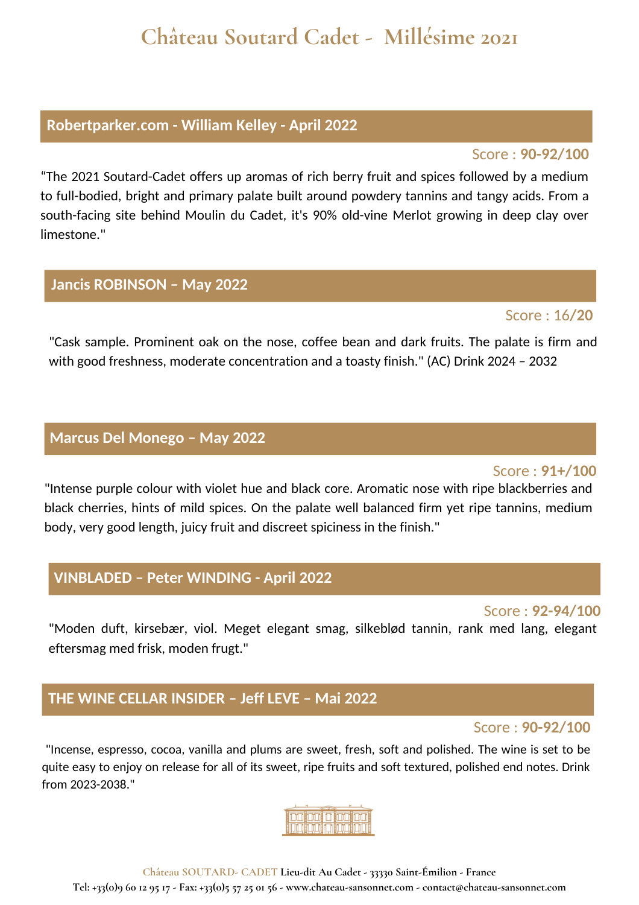# Château Soutard Cadet - Millésime 2021

## Robertparker.com - William Kelley - April 2022

Score : **90-92/100**

“The 2021 Soutard-Cadet offers up aromas of rich berry fruit and spices followed by a medium to full-bodied, bright and primary palate built around powdery tannins and tangy acids. From a south-facing site behind Moulin du Cadet, it's 90% old-vine Merlot growing in deep clay over limestone."

## Jancis ROBINSON – May 2022

Score : 16/**20**

"Cask sample. Prominent oak on the nose, coffee bean and dark fruits. The palate is firm and with good freshness, moderate concentration and a toasty finish." (AC) Drink 2024 – 2032

## Marcus Del Monego – May 2022

Score : **91+/100**

"Intense purple colour with violet hue and black core. Aromatic nose with ripe blackberries and black cherries, hints of mild spices. On the palate well balanced firm yet ripe tannins, medium body, very good length, juicy fruit and discreet spiciness in the finish."

## VINBLADED – Peter WINDING - April 2022

Score : **92-94/100**

"Moden duft, kirsebær, viol. Meget elegant smag, silkeblød tannin, rank med lang, elegant eftersmag med frisk, moden frugt."

## THE WINE CELLAR INSIDER – Jeff LEVE – Mai 2022

Score : **90-92/100**

"Incense, espresso, cocoa, vanilla and plums are sweet, fresh, soft and polished. The wine is set to be quite easy to enjoy on release for all of its sweet, ripe fruits and soft textured, polished end notes. Drink from 2023-2038."

Château SOUTARD- CADET Lieu-dit Au Cadet - 33330 Saint-Émilion - France
Tel: +33(0)9 60 12 95 17 - Fax: +33(0)5 57 25 01 56 - www.chateau-sansonnet.com - contact@chateau-sansonnet.com